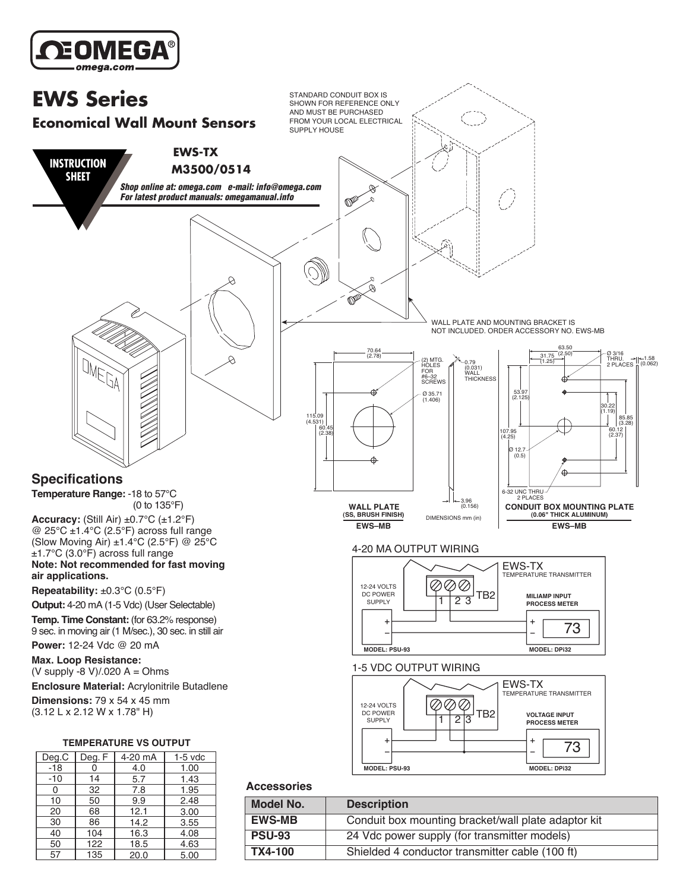# EWS Series

## Economical Wall Mount Sensors

**INSTRUCTION SHEET**

**EWS-TX**
**M3500/0514**

***Shop online at: omega.com e-mail: info@omega.com***
***For latest product manuals: omegamanual.info***

STANDARD CONDUIT BOX IS SHOWN FOR REFERENCE ONLY AND MUST BE PURCHASED FROM YOUR LOCAL ELECTRICAL SUPPLY HOUSE

WALL PLATE AND MOUNTING BRACKET IS NOT INCLUDED. ORDER ACCESSORY NO. EWS-MB

**WALL PLATE (SS, BRUSH FINISH) EWS–MB**

70.64 (2.78); 115.09 (4.531); 60.45 (2.38); (2) MTG. HOLES FOR #6–32 SCREWS; Ø 35.71 (1.406); 0.79 (0.031) WALL THICKNESS; 3.96 (0.156)

DIMENSIONS mm (in)

**CONDUIT BOX MOUNTING PLATE (0.06" THICK ALUMINUM) EWS–MB**

63.50 (2.50); 31.75 (1.25); Ø 3/16 THRU. 2 PLACES; 1.58 (0.062); 53.97 (2.125); 30.22 (1.19); 85.85 (3.28); 60.12 (2.37); 107.95 (4.25); Ø 12.7 (0.5); 6-32 UNC THRU 2 PLACES

## Specifications

**Temperature Range:** -18 to 57°C (0 to 135°F)

**Accuracy:** (Still Air) ±0.7°C (±1.2°F) @ 25°C ±1.4°C (2.5°F) across full range (Slow Moving Air) ±1.4°C (2.5°F) @ 25°C ±1.7°C (3.0°F) across full range
**Note: Not recommended for fast moving air applications.**

**Repeatability:** ±0.3°C (0.5°F)

**Output:** 4-20 mA (1-5 Vdc) (User Selectable)

**Temp. Time Constant:** (for 63.2% response) 9 sec. in moving air (1 M/sec.), 30 sec. in still air

**Power:** 12-24 Vdc @ 20 mA

**Max. Loop Resistance:** (V supply -8 V)/.020 A = Ohms

**Enclosure Material:** Acrylonitrile Butadlene

**Dimensions:** 79 x 54 x 45 mm (3.12 L x 2.12 W x 1.78" H)

**TEMPERATURE VS OUTPUT**

| Deg.C | Deg. F | 4-20 mA | 1-5 vdc |
|---|---|---|---|
| -18 | 0 | 4.0 | 1.00 |
| -10 | 14 | 5.7 | 1.43 |
| 0 | 32 | 7.8 | 1.95 |
| 10 | 50 | 9.9 | 2.48 |
| 20 | 68 | 12.1 | 3.00 |
| 30 | 86 | 14.2 | 3.55 |
| 40 | 104 | 16.3 | 4.08 |
| 50 | 122 | 18.5 | 4.63 |
| 57 | 135 | 20.0 | 5.00 |

### 4-20 MA OUTPUT WIRING

EWS-TX TEMPERATURE TRANSMITTER; TB2 (1 2 3); 12-24 VOLTS DC POWER SUPPLY (MODEL: PSU-93); MILIAMP INPUT PROCESS METER (MODEL: DPi32)

### 1-5 VDC OUTPUT WIRING

EWS-TX TEMPERATURE TRANSMITTER; TB2 (1 2 3); 12-24 VOLTS DC POWER SUPPLY (MODEL: PSU-93); VOLTAGE INPUT PROCESS METER (MODEL: DPi32)

### Accessories

| Model No. | Description |
|---|---|
| EWS-MB | Conduit box mounting bracket/wall plate adaptor kit |
| PSU-93 | 24 Vdc power supply (for transmitter models) |
| TX4-100 | Shielded 4 conductor transmitter cable (100 ft) |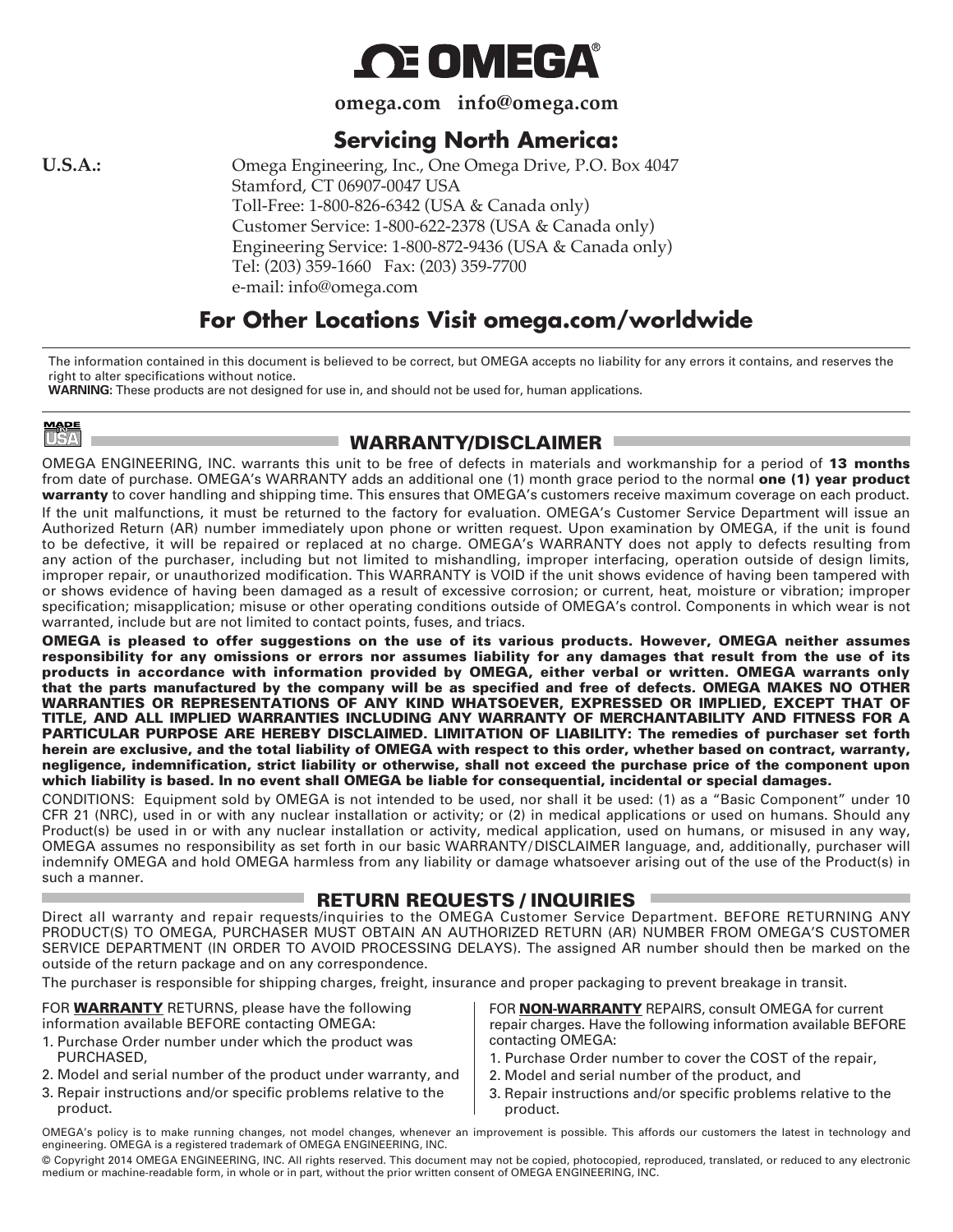# OMEGA®

**omega.com   info@omega.com**

## Servicing North America:

**U.S.A.:** Omega Engineering, Inc., One Omega Drive, P.O. Box 4047
Stamford, CT 06907-0047 USA
Toll-Free: 1-800-826-6342 (USA & Canada only)
Customer Service: 1-800-622-2378 (USA & Canada only)
Engineering Service: 1-800-872-9436 (USA & Canada only)
Tel: (203) 359-1660   Fax: (203) 359-7700
e-mail: info@omega.com

## For Other Locations Visit omega.com/worldwide

The information contained in this document is believed to be correct, but OMEGA accepts no liability for any errors it contains, and reserves the right to alter specifications without notice.
**WARNING:** These products are not designed for use in, and should not be used for, human applications.

MADE IN USA

## WARRANTY/DISCLAIMER

OMEGA ENGINEERING, INC. warrants this unit to be free of defects in materials and workmanship for a period of **13 months** from date of purchase. OMEGA's WARRANTY adds an additional one (1) month grace period to the normal **one (1) year product warranty** to cover handling and shipping time. This ensures that OMEGA's customers receive maximum coverage on each product.

If the unit malfunctions, it must be returned to the factory for evaluation. OMEGA's Customer Service Department will issue an Authorized Return (AR) number immediately upon phone or written request. Upon examination by OMEGA, if the unit is found to be defective, it will be repaired or replaced at no charge. OMEGA's WARRANTY does not apply to defects resulting from any action of the purchaser, including but not limited to mishandling, improper interfacing, operation outside of design limits, improper repair, or unauthorized modification. This WARRANTY is VOID if the unit shows evidence of having been tampered with or shows evidence of having been damaged as a result of excessive corrosion; or current, heat, moisture or vibration; improper specification; misapplication; misuse or other operating conditions outside of OMEGA's control. Components in which wear is not warranted, include but are not limited to contact points, fuses, and triacs.

**OMEGA is pleased to offer suggestions on the use of its various products. However, OMEGA neither assumes responsibility for any omissions or errors nor assumes liability for any damages that result from the use of its products in accordance with information provided by OMEGA, either verbal or written. OMEGA warrants only that the parts manufactured by the company will be as specified and free of defects. OMEGA MAKES NO OTHER WARRANTIES OR REPRESENTATIONS OF ANY KIND WHATSOEVER, EXPRESSED OR IMPLIED, EXCEPT THAT OF TITLE, AND ALL IMPLIED WARRANTIES INCLUDING ANY WARRANTY OF MERCHANTABILITY AND FITNESS FOR A PARTICULAR PURPOSE ARE HEREBY DISCLAIMED. LIMITATION OF LIABILITY: The remedies of purchaser set forth herein are exclusive, and the total liability of OMEGA with respect to this order, whether based on contract, warranty, negligence, indemnification, strict liability or otherwise, shall not exceed the purchase price of the component upon which liability is based. In no event shall OMEGA be liable for consequential, incidental or special damages.**

CONDITIONS: Equipment sold by OMEGA is not intended to be used, nor shall it be used: (1) as a "Basic Component" under 10 CFR 21 (NRC), used in or with any nuclear installation or activity; or (2) in medical applications or used on humans. Should any Product(s) be used in or with any nuclear installation or activity, medical application, used on humans, or misused in any way, OMEGA assumes no responsibility as set forth in our basic WARRANTY/DISCLAIMER language, and, additionally, purchaser will indemnify OMEGA and hold OMEGA harmless from any liability or damage whatsoever arising out of the use of the Product(s) in such a manner.

## RETURN REQUESTS / INQUIRIES

Direct all warranty and repair requests/inquiries to the OMEGA Customer Service Department. BEFORE RETURNING ANY PRODUCT(S) TO OMEGA, PURCHASER MUST OBTAIN AN AUTHORIZED RETURN (AR) NUMBER FROM OMEGA'S CUSTOMER SERVICE DEPARTMENT (IN ORDER TO AVOID PROCESSING DELAYS). The assigned AR number should then be marked on the outside of the return package and on any correspondence.

The purchaser is responsible for shipping charges, freight, insurance and proper packaging to prevent breakage in transit.

FOR **WARRANTY** RETURNS, please have the following information available BEFORE contacting OMEGA:

1. Purchase Order number under which the product was PURCHASED,
2. Model and serial number of the product under warranty, and
3. Repair instructions and/or specific problems relative to the product.

FOR **NON-WARRANTY** REPAIRS, consult OMEGA for current repair charges. Have the following information available BEFORE contacting OMEGA:

1. Purchase Order number to cover the COST of the repair,
2. Model and serial number of the product, and
3. Repair instructions and/or specific problems relative to the product.

OMEGA's policy is to make running changes, not model changes, whenever an improvement is possible. This affords our customers the latest in technology and engineering. OMEGA is a registered trademark of OMEGA ENGINEERING, INC.

© Copyright 2014 OMEGA ENGINEERING, INC. All rights reserved. This document may not be copied, photocopied, reproduced, translated, or reduced to any electronic medium or machine-readable form, in whole or in part, without the prior written consent of OMEGA ENGINEERING, INC.